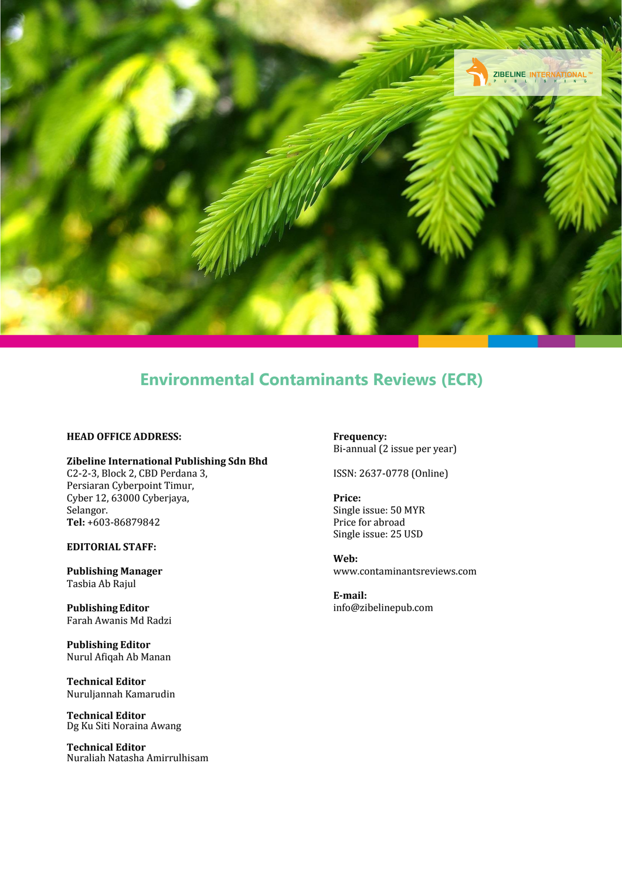# Environmental Contaminants Reviews (ECR)

**HEAD OFFICE ADDRESS:**

**Zibeline International Publishing Sdn Bhd**
C2-2-3, Block 2, CBD Perdana 3,
Persiaran Cyberpoint Timur,
Cyber 12, 63000 Cyberjaya,
Selangor.
**Tel:** +603-86879842

**EDITORIAL STAFF:**

**Publishing Manager**
Tasbia Ab Rajul

**Publishing Editor**
Farah Awanis Md Radzi

**Publishing Editor**
Nurul Afiqah Ab Manan

**Technical Editor**
Nuruljannah Kamarudin

**Technical Editor**
Dg Ku Siti Noraina Awang

**Technical Editor**
Nuraliah Natasha Amirrulhisam

**Frequency:**
Bi-annual (2 issue per year)

ISSN: 2637-0778 (Online)

**Price:**
Single issue: 50 MYR
Price for abroad
Single issue: 25 USD

**Web:**
www.contaminantsreviews.com

**E-mail:**
info@zibelinepub.com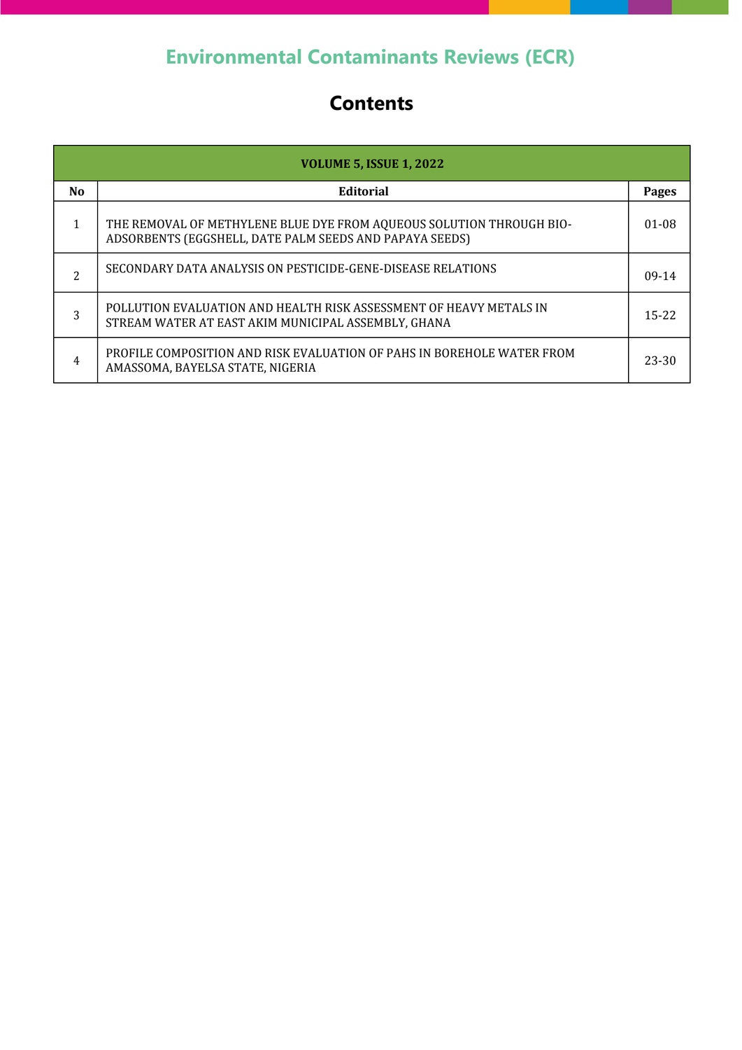# Environmental Contaminants Reviews (ECR)

## Contents

| VOLUME 5, ISSUE 1, 2022 | | |
|---|---|---|
| **No** | **Editorial** | **Pages** |
| 1 | THE REMOVAL OF METHYLENE BLUE DYE FROM AQUEOUS SOLUTION THROUGH BIO-ADSORBENTS (EGGSHELL, DATE PALM SEEDS AND PAPAYA SEEDS) | 01-08 |
| 2 | SECONDARY DATA ANALYSIS ON PESTICIDE-GENE-DISEASE RELATIONS | 09-14 |
| 3 | POLLUTION EVALUATION AND HEALTH RISK ASSESSMENT OF HEAVY METALS IN STREAM WATER AT EAST AKIM MUNICIPAL ASSEMBLY, GHANA | 15-22 |
| 4 | PROFILE COMPOSITION AND RISK EVALUATION OF PAHS IN BOREHOLE WATER FROM AMASSOMA, BAYELSA STATE, NIGERIA | 23-30 |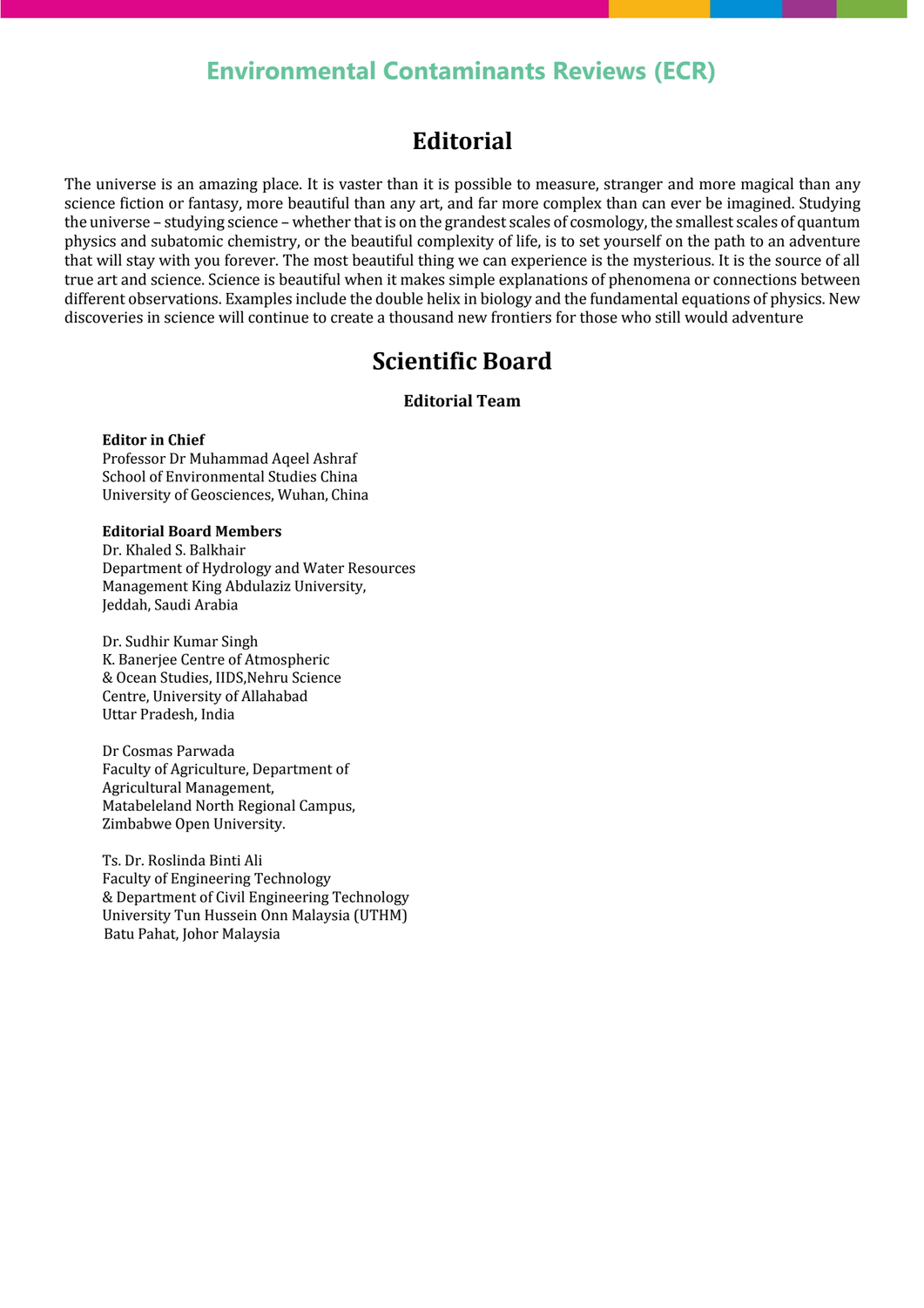# Environmental Contaminants Reviews (ECR)

## Editorial

The universe is an amazing place. It is vaster than it is possible to measure, stranger and more magical than any science fiction or fantasy, more beautiful than any art, and far more complex than can ever be imagined. Studying the universe – studying science – whether that is on the grandest scales of cosmology, the smallest scales of quantum physics and subatomic chemistry, or the beautiful complexity of life, is to set yourself on the path to an adventure that will stay with you forever. The most beautiful thing we can experience is the mysterious. It is the source of all true art and science. Science is beautiful when it makes simple explanations of phenomena or connections between different observations. Examples include the double helix in biology and the fundamental equations of physics. New discoveries in science will continue to create a thousand new frontiers for those who still would adventure

## Scientific Board

### Editorial Team

**Editor in Chief**
Professor Dr Muhammad Aqeel Ashraf
School of Environmental Studies China
University of Geosciences, Wuhan, China

**Editorial Board Members**
Dr. Khaled S. Balkhair
Department of Hydrology and Water Resources
Management King Abdulaziz University,
Jeddah, Saudi Arabia

Dr. Sudhir Kumar Singh
K. Banerjee Centre of Atmospheric
& Ocean Studies, IIDS,Nehru Science
Centre, University of Allahabad
Uttar Pradesh, India

Dr Cosmas Parwada
Faculty of Agriculture, Department of
Agricultural Management,
Matabeleland North Regional Campus,
Zimbabwe Open University.

Ts. Dr. Roslinda Binti Ali
Faculty of Engineering Technology
& Department of Civil Engineering Technology
University Tun Hussein Onn Malaysia (UTHM)
Batu Pahat, Johor Malaysia